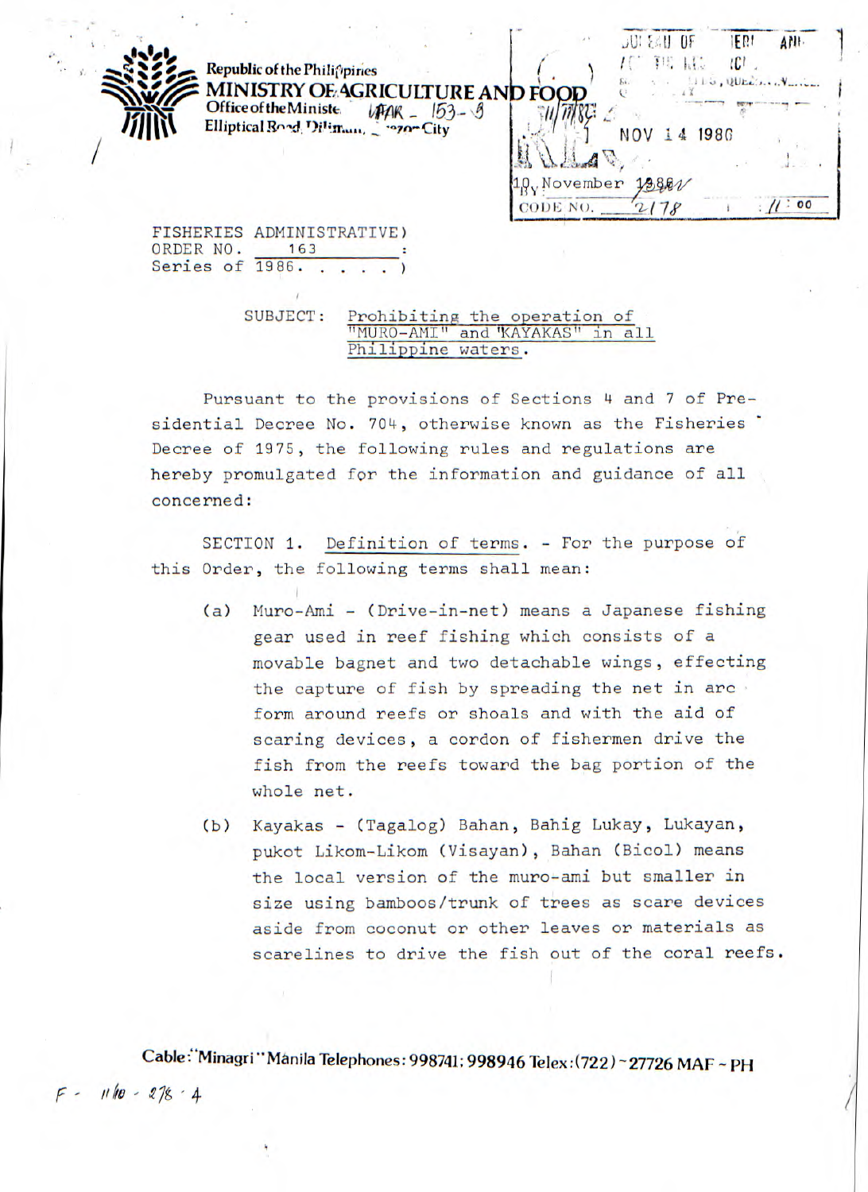Republic of the Philippines
**MINISTRY OF AGRICULTURE AND FOOD**
Office of the Minister
Elliptical Road, Diliman, Quezon City

10 November 1986

FISHERIES ADMINISTRATIVE ORDER NO. 163
Series of 1986.

SUBJECT: Prohibiting the operation of "MURO-AMI" and "KAYAKAS" in all Philippine waters.

Pursuant to the provisions of Sections 4 and 7 of Presidential Decree No. 704, otherwise known as the Fisheries Decree of 1975, the following rules and regulations are hereby promulgated for the information and guidance of all concerned:

SECTION 1. Definition of terms. - For the purpose of this Order, the following terms shall mean:

(a) Muro-Ami - (Drive-in-net) means a Japanese fishing gear used in reef fishing which consists of a movable bagnet and two detachable wings, effecting the capture of fish by spreading the net in arc form around reefs or shoals and with the aid of scaring devices, a cordon of fishermen drive the fish from the reefs toward the bag portion of the whole net.

(b) Kayakas - (Tagalog) Bahan, Bahig Lukay, Lukayan, pukot Likom-Likom (Visayan), Bahan (Bicol) means the local version of the muro-ami but smaller in size using bamboos/trunk of trees as scare devices aside from coconut or other leaves or materials as scarelines to drive the fish out of the coral reefs.

Cable: "Minagri" Manila Telephones: 998741; 998946 Telex: (722) ~27726 MAF ~ PH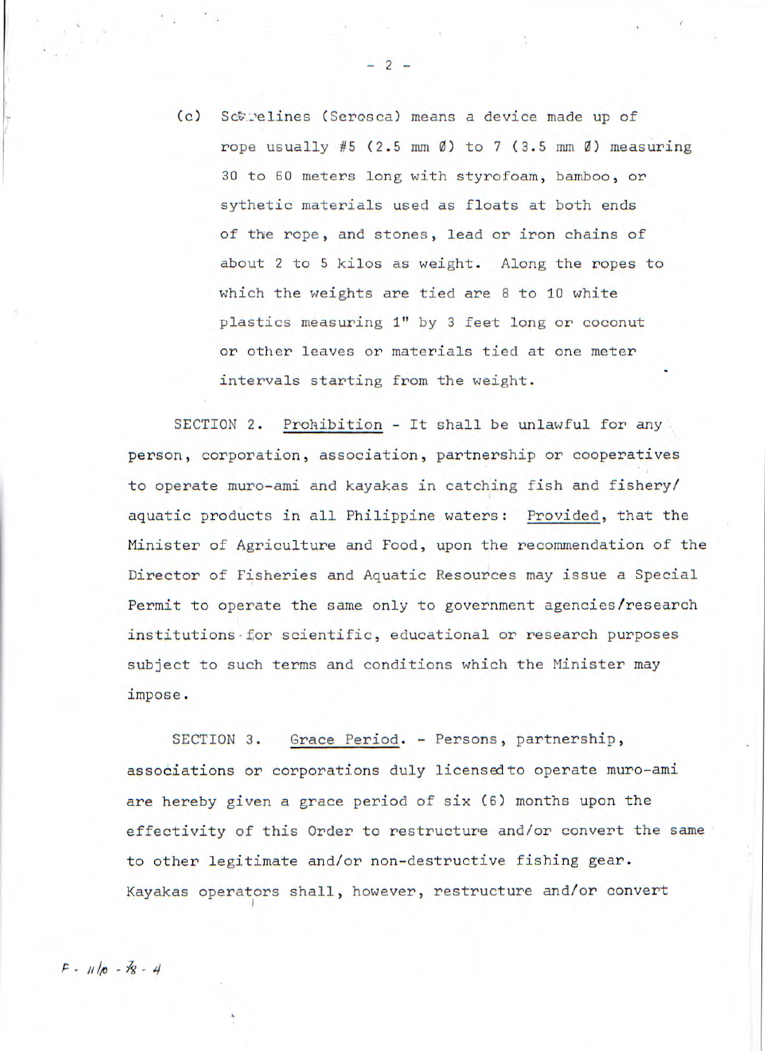(c) Scarelines (Serosca) means a device made up of rope usually #5 (2.5 mm Ø) to 7 (3.5 mm Ø) measuring 30 to 60 meters long with styrofoam, bamboo, or sythetic materials used as floats at both ends of the rope, and stones, lead or iron chains of about 2 to 5 kilos as weight. Along the ropes to which the weights are tied are 8 to 10 white plastics measuring 1" by 3 feet long or coconut or other leaves or materials tied at one meter intervals starting from the weight.

SECTION 2. Prohibition - It shall be unlawful for any person, corporation, association, partnership or cooperatives to operate muro-ami and kayakas in catching fish and fishery/ aquatic products in all Philippine waters: Provided, that the Minister of Agriculture and Food, upon the recommendation of the Director of Fisheries and Aquatic Resources may issue a Special Permit to operate the same only to government agencies/research institutions for scientific, educational or research purposes subject to such terms and conditions which the Minister may impose.

SECTION 3. Grace Period. - Persons, partnership, associations or corporations duly licensed to operate muro-ami are hereby given a grace period of six (6) months upon the effectivity of this Order to restructure and/or convert the same to other legitimate and/or non-destructive fishing gear. Kayakas operators shall, however, restructure and/or convert

F - 11/0 - 78 - 4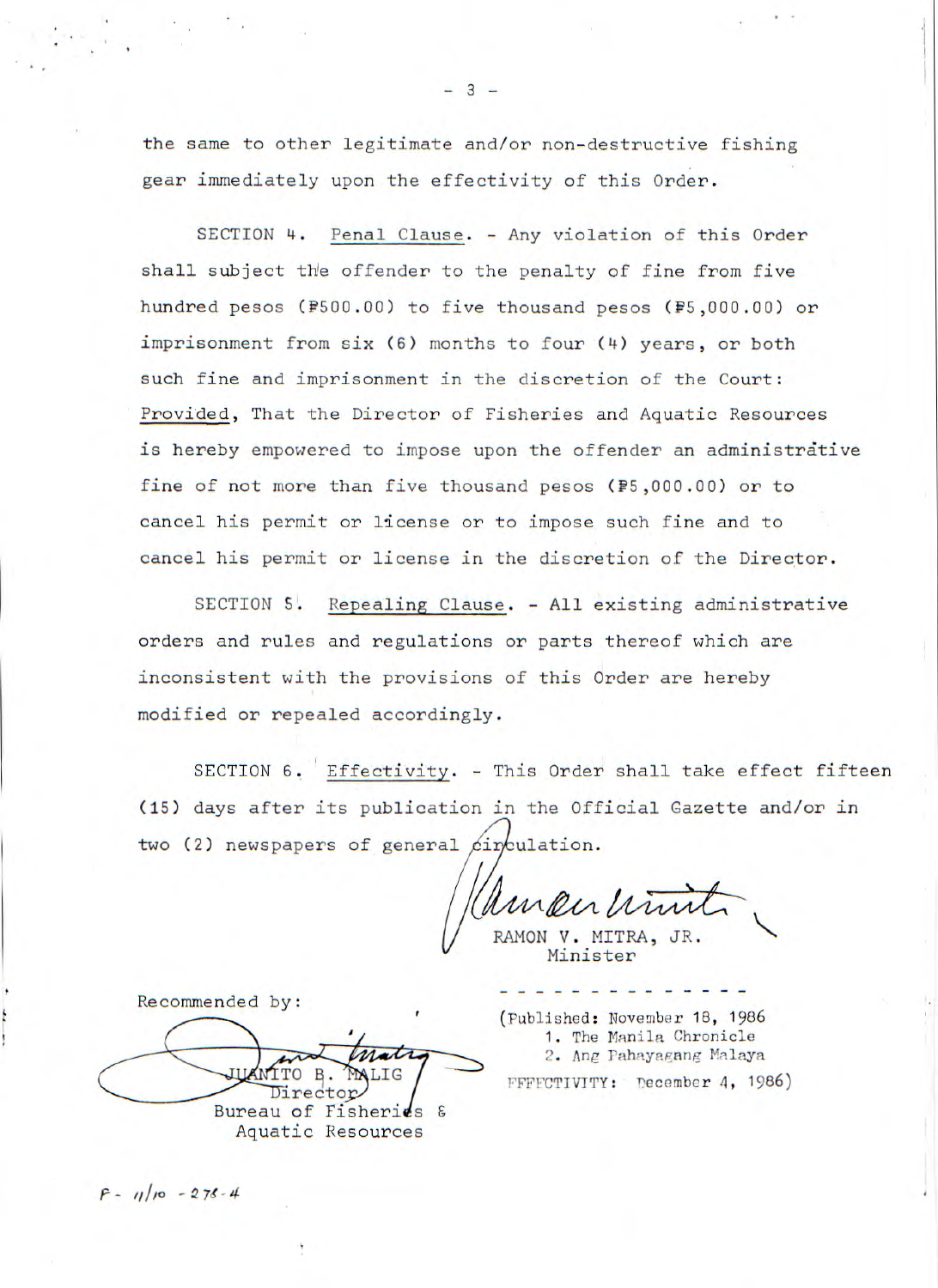the same to other legitimate and/or non-destructive fishing gear immediately upon the effectivity of this Order.

SECTION 4. Penal Clause. - Any violation of this Order shall subject the offender to the penalty of fine from five hundred pesos (₱500.00) to five thousand pesos (₱5,000.00) or imprisonment from six (6) months to four (4) years, or both such fine and imprisonment in the discretion of the Court: Provided, That the Director of Fisheries and Aquatic Resources is hereby empowered to impose upon the offender an administrative fine of not more than five thousand pesos (₱5,000.00) or to cancel his permit or license or to impose such fine and to cancel his permit or license in the discretion of the Director.

SECTION 5. Repealing Clause. - All existing administrative orders and rules and regulations or parts thereof which are inconsistent with the provisions of this Order are hereby modified or repealed accordingly.

SECTION 6. Effectivity. - This Order shall take effect fifteen (15) days after its publication in the Official Gazette and/or in two (2) newspapers of general circulation.

RAMON V. MITRA, JR.
Minister

Recommended by:

JUANITO B. MALIG
Director
Bureau of Fisheries & Aquatic Resources

(Published: November 18, 1986
1. The Manila Chronicle
2. Ang Pahayagang Malaya
EFFECTIVITY: December 4, 1986)

F- 11/10 - 278-4